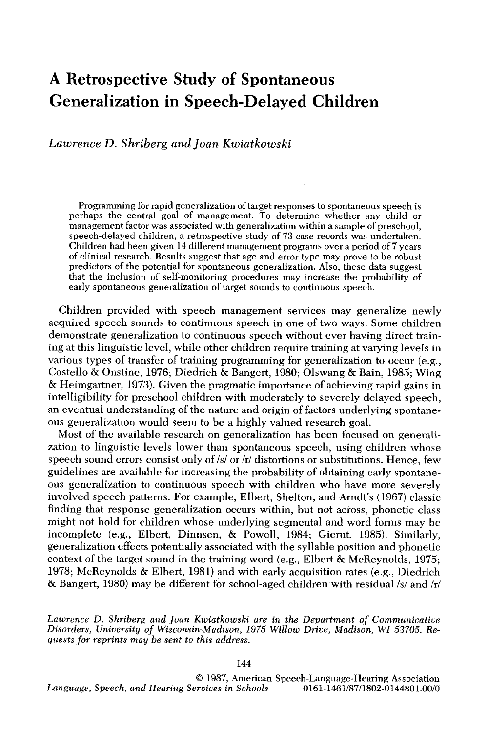# A Retrospective Study of Spontaneous Generalization in Speech-Delayed Children

*Lawrence D. Shriberg and Joan Kwiatkowski*

Programming for rapid generalization of target responses to spontaneous speech is perhaps the central goal of management. To determine whether any child or management factor was associated with generalization within a sample of preschool, speech-delayed children, a retrospective study of 73 case records was undertaken. Children had been given 14 different management programs over a period of 7 years of clinical research. Results suggest that age and error type may prove to be robust predictors of the potential for spontaneous generalization. Also, these data suggest that the inclusion of self-monitoring procedures may increase the probability of early spontaneous generalization of target sounds to continuous speech.

Children provided with speech management services may generalize newly acquired speech sounds to continuous speech in one of two ways. Some children demonstrate generalization to continuous speech without ever having direct training at this linguistic level, while other children require training at varying levels in various types of transfer of training programming for generalization to occur (e.g., Costello & Onstine, 1976; Diedrich & Bangert, 1980; Olswang & Bain, 1985; Wing & Heimgartner, 1973). Given the pragmatic importance of achieving rapid gains in intelligibility for preschool children with moderately to severely delayed speech, an eventual understanding of the nature and origin of factors underlying spontaneous generalization would seem to be a highly valued research goal.

Most of the available research on generalization has been focused on generalization to linguistic levels lower than spontaneous speech, using children whose speech sound errors consist only of /s/ or /r/ distortions or substitutions. Hence, few guidelines are available for increasing the probability of obtaining early spontaneous generalization to continuous speech with children who have more severely involved speech patterns. For example, Elbert, Shelton, and Arndt's (1967) classic finding that response generalization occurs within, but not across, phonetic class might not hold for children whose underlying segmental and word forms may be incomplete (e.g., Elbert, Dinnsen, & Powell, 1984; Gierut, 1985). Similarly, generalization effects potentially associated with the syllable position and phonetic context of the target sound in the training word (e.g., Elbert & McReynolds, 1975; 1978; McReynolds & Elbert, 1981) and with early acquisition rates (e.g., Diedrich & Bangert, 1980) may be different for school-aged children with residual /s/ and /r/

*Lawrence D. Shriberg and Joan Kwiatkowski are in the Department of Communicative Disorders, University of Wisconsin-Madison, 1975 Willow Drive, Madison, WI 53705. Requests for reprints may be sent to this address.*

© 1987, American Speech-Language-Hearing Association
*Language, Speech, and Hearing Services in Schools* 0161-1461/87/1802-0144$01.00/0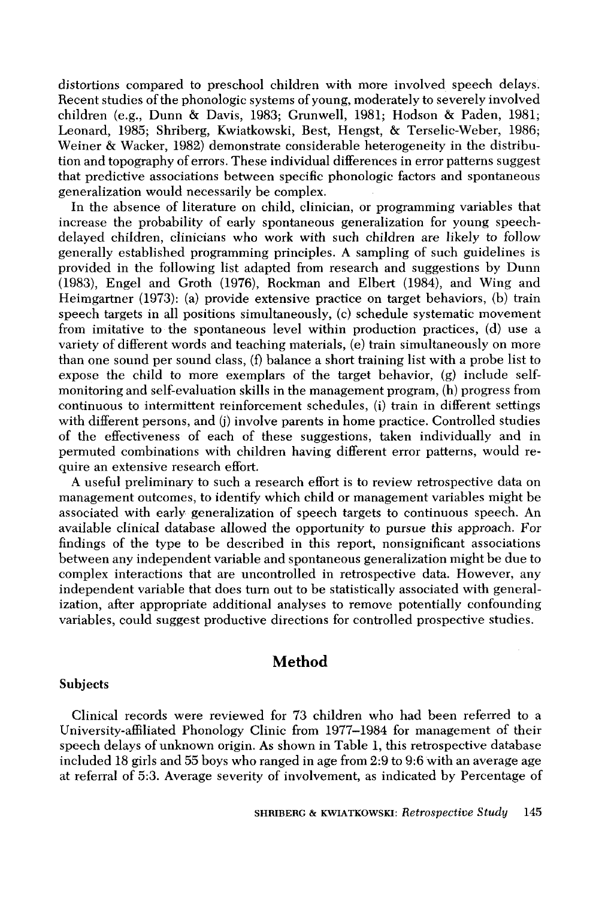distortions compared to preschool children with more involved speech delays. Recent studies of the phonologic systems of young, moderately to severely involved children (e.g., Dunn & Davis, 1983; Grunwell, 1981; Hodson & Paden, 1981; Leonard, 1985; Shriberg, Kwiatkowski, Best, Hengst, & Terselic-Weber, 1986; Weiner & Wacker, 1982) demonstrate considerable heterogeneity in the distribution and topography of errors. These individual differences in error patterns suggest that predictive associations between specific phonologic factors and spontaneous generalization would necessarily be complex.

In the absence of literature on child, clinician, or programming variables that increase the probability of early spontaneous generalization for young speech-delayed children, clinicians who work with such children are likely to follow generally established programming principles. A sampling of such guidelines is provided in the following list adapted from research and suggestions by Dunn (1983), Engel and Groth (1976), Rockman and Elbert (1984), and Wing and Heimgartner (1973): (a) provide extensive practice on target behaviors, (b) train speech targets in all positions simultaneously, (c) schedule systematic movement from imitative to the spontaneous level within production practices, (d) use a variety of different words and teaching materials, (e) train simultaneously on more than one sound per sound class, (f) balance a short training list with a probe list to expose the child to more exemplars of the target behavior, (g) include self-monitoring and self-evaluation skills in the management program, (h) progress from continuous to intermittent reinforcement schedules, (i) train in different settings with different persons, and (j) involve parents in home practice. Controlled studies of the effectiveness of each of these suggestions, taken individually and in permuted combinations with children having different error patterns, would require an extensive research effort.

A useful preliminary to such a research effort is to review retrospective data on management outcomes, to identify which child or management variables might be associated with early generalization of speech targets to continuous speech. An available clinical database allowed the opportunity to pursue this approach. For findings of the type to be described in this report, nonsignificant associations between any independent variable and spontaneous generalization might be due to complex interactions that are uncontrolled in retrospective data. However, any independent variable that does turn out to be statistically associated with generalization, after appropriate additional analyses to remove potentially confounding variables, could suggest productive directions for controlled prospective studies.

## Method

### Subjects

Clinical records were reviewed for 73 children who had been referred to a University-affiliated Phonology Clinic from 1977–1984 for management of their speech delays of unknown origin. As shown in Table 1, this retrospective database included 18 girls and 55 boys who ranged in age from 2:9 to 9:6 with an average age at referral of 5:3. Average severity of involvement, as indicated by Percentage of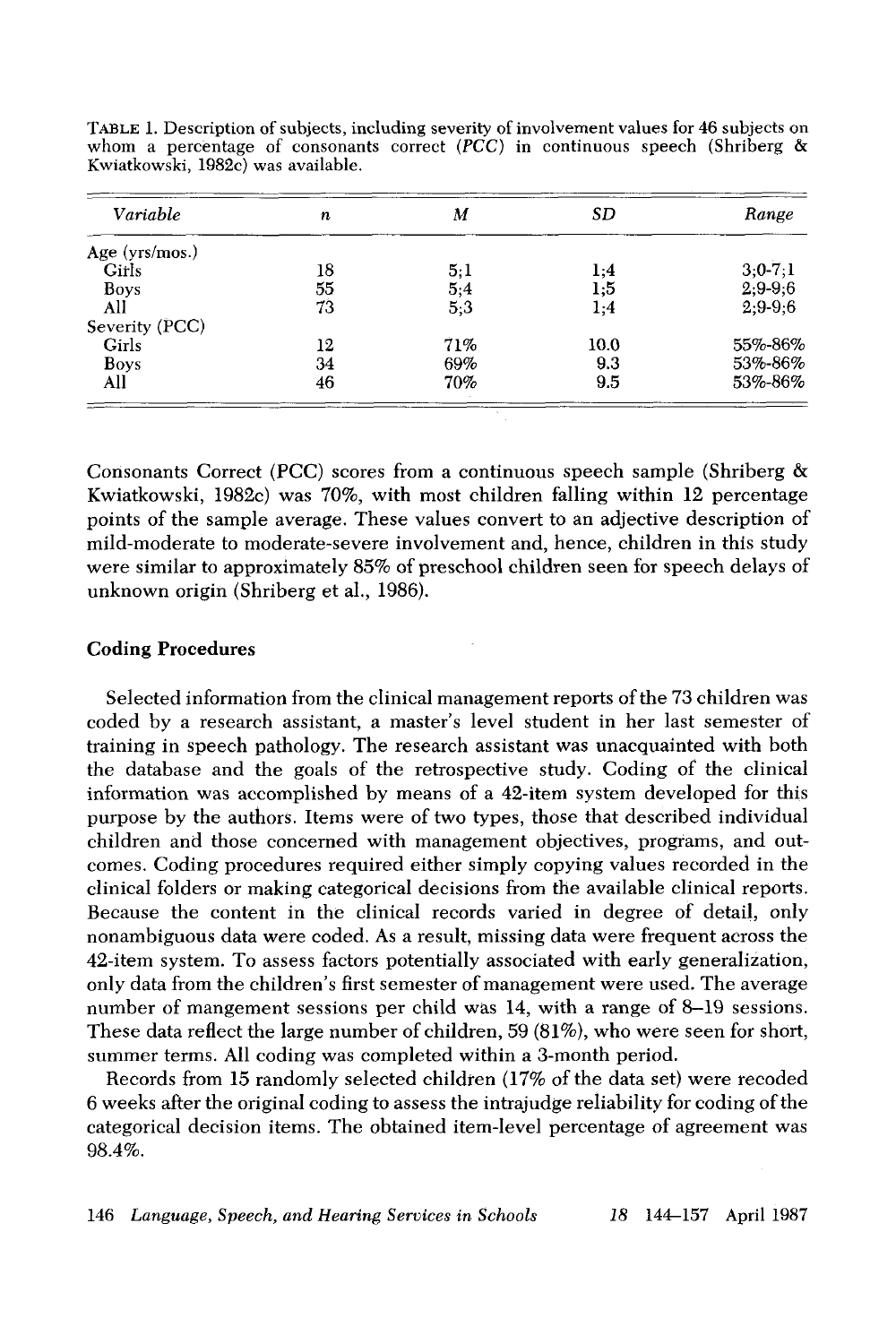TABLE 1. Description of subjects, including severity of involvement values for 46 subjects on whom a percentage of consonants correct (*PCC*) in continuous speech (Shriberg & Kwiatkowski, 1982c) was available.

| *Variable* | *n* | *M* | *SD* | *Range* |
|---|---|---|---|---|
| Age (yrs/mos.) | | | | |
| Girls | 18 | 5;1 | 1;4 | 3;0-7;1 |
| Boys | 55 | 5;4 | 1;5 | 2;9-9;6 |
| All | 73 | 5;3 | 1;4 | 2;9-9;6 |
| Severity (PCC) | | | | |
| Girls | 12 | 71% | 10.0 | 55%-86% |
| Boys | 34 | 69% | 9.3 | 53%-86% |
| All | 46 | 70% | 9.5 | 53%-86% |

Consonants Correct (PCC) scores from a continuous speech sample (Shriberg & Kwiatkowski, 1982c) was 70%, with most children falling within 12 percentage points of the sample average. These values convert to an adjective description of mild-moderate to moderate-severe involvement and, hence, children in this study were similar to approximately 85% of preschool children seen for speech delays of unknown origin (Shriberg et al., 1986).

## Coding Procedures

Selected information from the clinical management reports of the 73 children was coded by a research assistant, a master's level student in her last semester of training in speech pathology. The research assistant was unacquainted with both the database and the goals of the retrospective study. Coding of the clinical information was accomplished by means of a 42-item system developed for this purpose by the authors. Items were of two types, those that described individual children and those concerned with management objectives, programs, and outcomes. Coding procedures required either simply copying values recorded in the clinical folders or making categorical decisions from the available clinical reports. Because the content in the clinical records varied in degree of detail, only nonambiguous data were coded. As a result, missing data were frequent across the 42-item system. To assess factors potentially associated with early generalization, only data from the children's first semester of management were used. The average number of mangement sessions per child was 14, with a range of 8–19 sessions. These data reflect the large number of children, 59 (81%), who were seen for short, summer terms. All coding was completed within a 3-month period.

Records from 15 randomly selected children (17% of the data set) were recoded 6 weeks after the original coding to assess the intrajudge reliability for coding of the categorical decision items. The obtained item-level percentage of agreement was 98.4%.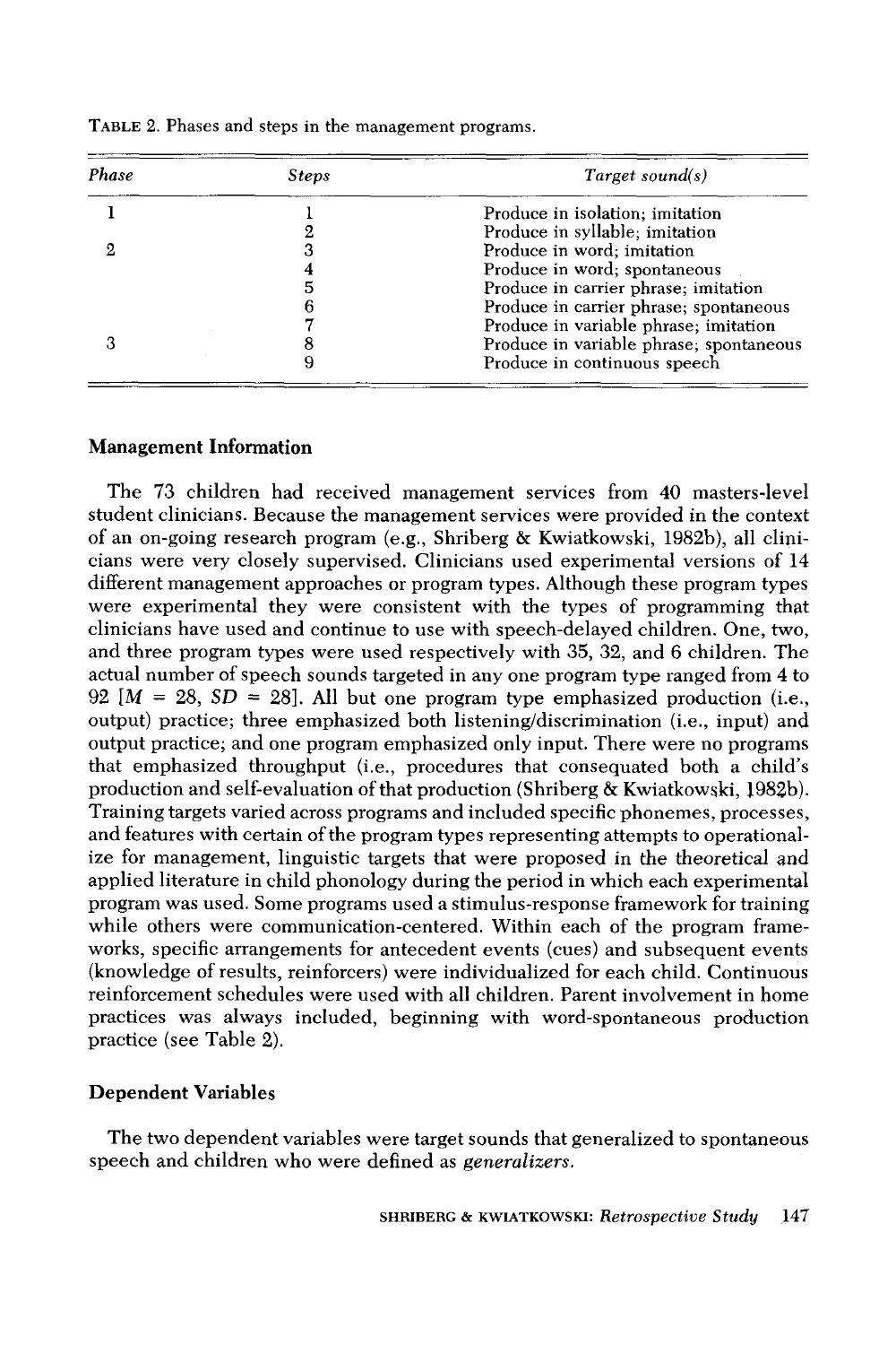TABLE 2. Phases and steps in the management programs.

| Phase | Steps | Target sound(s) |
|---|---|---|
| 1 | 1 | Produce in isolation; imitation |
| | 2 | Produce in syllable; imitation |
| 2 | 3 | Produce in word; imitation |
| | 4 | Produce in word; spontaneous |
| | 5 | Produce in carrier phrase; imitation |
| | 6 | Produce in carrier phrase; spontaneous |
| | 7 | Produce in variable phrase; imitation |
| 3 | 8 | Produce in variable phrase; spontaneous |
| | 9 | Produce in continuous speech |

### Management Information

The 73 children had received management services from 40 masters-level student clinicians. Because the management services were provided in the context of an on-going research program (e.g., Shriberg & Kwiatkowski, 1982b), all clinicians were very closely supervised. Clinicians used experimental versions of 14 different management approaches or program types. Although these program types were experimental they were consistent with the types of programming that clinicians have used and continue to use with speech-delayed children. One, two, and three program types were used respectively with 35, 32, and 6 children. The actual number of speech sounds targeted in any one program type ranged from 4 to 92 [$M = 28$, $SD = 28$]. All but one program type emphasized production (i.e., output) practice; three emphasized both listening/discrimination (i.e., input) and output practice; and one program emphasized only input. There were no programs that emphasized throughput (i.e., procedures that consequated both a child's production and self-evaluation of that production (Shriberg & Kwiatkowski, 1982b). Training targets varied across programs and included specific phonemes, processes, and features with certain of the program types representing attempts to operationalize for management, linguistic targets that were proposed in the theoretical and applied literature in child phonology during the period in which each experimental program was used. Some programs used a stimulus-response framework for training while others were communication-centered. Within each of the program frameworks, specific arrangements for antecedent events (cues) and subsequent events (knowledge of results, reinforcers) were individualized for each child. Continuous reinforcement schedules were used with all children. Parent involvement in home practices was always included, beginning with word-spontaneous production practice (see Table 2).

### Dependent Variables

The two dependent variables were target sounds that generalized to spontaneous speech and children who were defined as *generalizers*.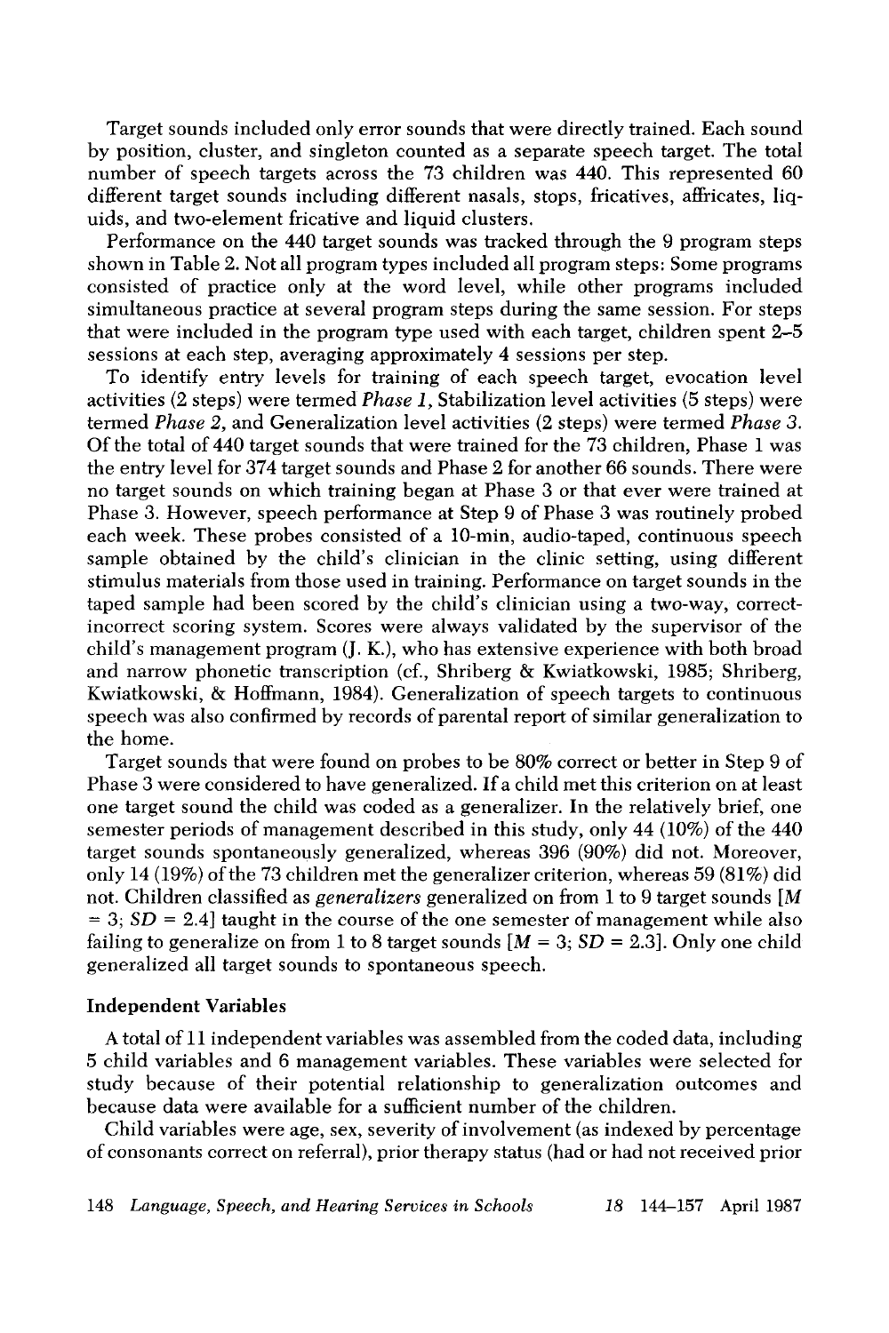Target sounds included only error sounds that were directly trained. Each sound by position, cluster, and singleton counted as a separate speech target. The total number of speech targets across the 73 children was 440. This represented 60 different target sounds including different nasals, stops, fricatives, affricates, liquids, and two-element fricative and liquid clusters.

Performance on the 440 target sounds was tracked through the 9 program steps shown in Table 2. Not all program types included all program steps: Some programs consisted of practice only at the word level, while other programs included simultaneous practice at several program steps during the same session. For steps that were included in the program type used with each target, children spent 2–5 sessions at each step, averaging approximately 4 sessions per step.

To identify entry levels for training of each speech target, evocation level activities (2 steps) were termed *Phase 1*, Stabilization level activities (5 steps) were termed *Phase 2*, and Generalization level activities (2 steps) were termed *Phase 3*. Of the total of 440 target sounds that were trained for the 73 children, Phase 1 was the entry level for 374 target sounds and Phase 2 for another 66 sounds. There were no target sounds on which training began at Phase 3 or that ever were trained at Phase 3. However, speech performance at Step 9 of Phase 3 was routinely probed each week. These probes consisted of a 10-min, audio-taped, continuous speech sample obtained by the child's clinician in the clinic setting, using different stimulus materials from those used in training. Performance on target sounds in the taped sample had been scored by the child's clinician using a two-way, correct-incorrect scoring system. Scores were always validated by the supervisor of the child's management program (J. K.), who has extensive experience with both broad and narrow phonetic transcription (cf., Shriberg & Kwiatkowski, 1985; Shriberg, Kwiatkowski, & Hoffmann, 1984). Generalization of speech targets to continuous speech was also confirmed by records of parental report of similar generalization to the home.

Target sounds that were found on probes to be 80% correct or better in Step 9 of Phase 3 were considered to have generalized. If a child met this criterion on at least one target sound the child was coded as a generalizer. In the relatively brief, one semester periods of management described in this study, only 44 (10%) of the 440 target sounds spontaneously generalized, whereas 396 (90%) did not. Moreover, only 14 (19%) of the 73 children met the generalizer criterion, whereas 59 (81%) did not. Children classified as *generalizers* generalized on from 1 to 9 target sounds [$M = 3$; $SD = 2.4$] taught in the course of the one semester of management while also failing to generalize on from 1 to 8 target sounds [$M = 3$; $SD = 2.3$]. Only one child generalized all target sounds to spontaneous speech.

### Independent Variables

A total of 11 independent variables was assembled from the coded data, including 5 child variables and 6 management variables. These variables were selected for study because of their potential relationship to generalization outcomes and because data were available for a sufficient number of the children.

Child variables were age, sex, severity of involvement (as indexed by percentage of consonants correct on referral), prior therapy status (had or had not received prior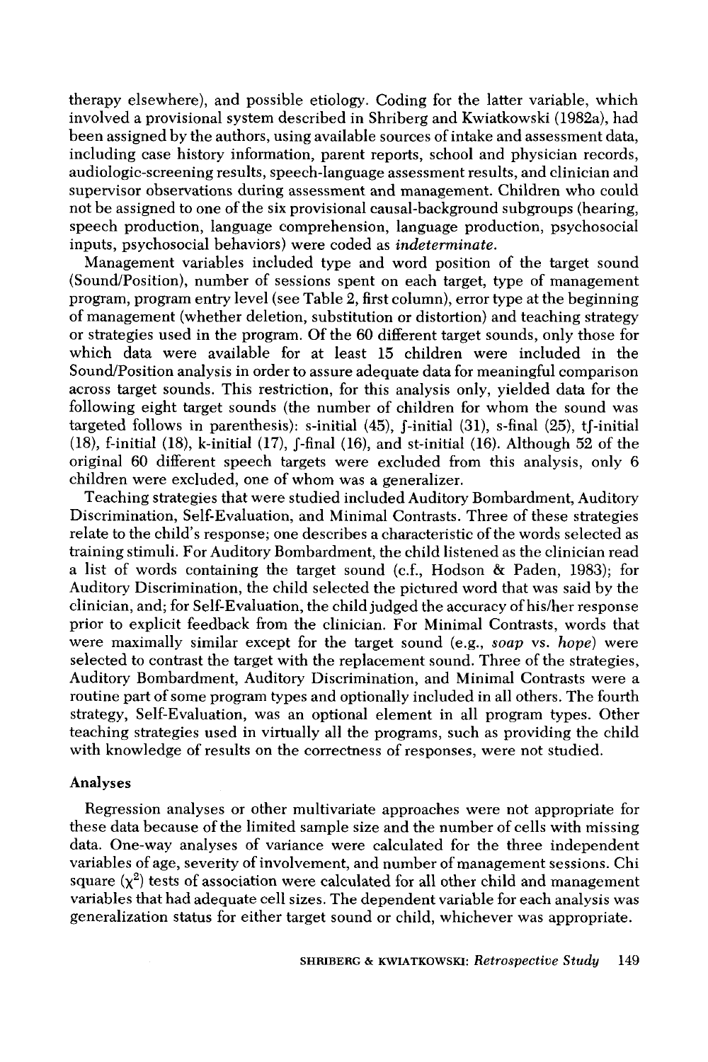therapy elsewhere), and possible etiology. Coding for the latter variable, which involved a provisional system described in Shriberg and Kwiatkowski (1982a), had been assigned by the authors, using available sources of intake and assessment data, including case history information, parent reports, school and physician records, audiologic-screening results, speech-language assessment results, and clinician and supervisor observations during assessment and management. Children who could not be assigned to one of the six provisional causal-background subgroups (hearing, speech production, language comprehension, language production, psychosocial inputs, psychosocial behaviors) were coded as *indeterminate*.

Management variables included type and word position of the target sound (Sound/Position), number of sessions spent on each target, type of management program, program entry level (see Table 2, first column), error type at the beginning of management (whether deletion, substitution or distortion) and teaching strategy or strategies used in the program. Of the 60 different target sounds, only those for which data were available for at least 15 children were included in the Sound/Position analysis in order to assure adequate data for meaningful comparison across target sounds. This restriction, for this analysis only, yielded data for the following eight target sounds (the number of children for whom the sound was targeted follows in parenthesis): s-initial (45), ʃ-initial (31), s-final (25), tʃ-initial (18), f-initial (18), k-initial (17), ʃ-final (16), and st-initial (16). Although 52 of the original 60 different speech targets were excluded from this analysis, only 6 children were excluded, one of whom was a generalizer.

Teaching strategies that were studied included Auditory Bombardment, Auditory Discrimination, Self-Evaluation, and Minimal Contrasts. Three of these strategies relate to the child's response; one describes a characteristic of the words selected as training stimuli. For Auditory Bombardment, the child listened as the clinician read a list of words containing the target sound (c.f., Hodson & Paden, 1983); for Auditory Discrimination, the child selected the pictured word that was said by the clinician, and; for Self-Evaluation, the child judged the accuracy of his/her response prior to explicit feedback from the clinician. For Minimal Contrasts, words that were maximally similar except for the target sound (e.g., *soap* vs. *hope*) were selected to contrast the target with the replacement sound. Three of the strategies, Auditory Bombardment, Auditory Discrimination, and Minimal Contrasts were a routine part of some program types and optionally included in all others. The fourth strategy, Self-Evaluation, was an optional element in all program types. Other teaching strategies used in virtually all the programs, such as providing the child with knowledge of results on the correctness of responses, were not studied.

### Analyses

Regression analyses or other multivariate approaches were not appropriate for these data because of the limited sample size and the number of cells with missing data. One-way analyses of variance were calculated for the three independent variables of age, severity of involvement, and number of management sessions. Chi square ($\chi^2$) tests of association were calculated for all other child and management variables that had adequate cell sizes. The dependent variable for each analysis was generalization status for either target sound or child, whichever was appropriate.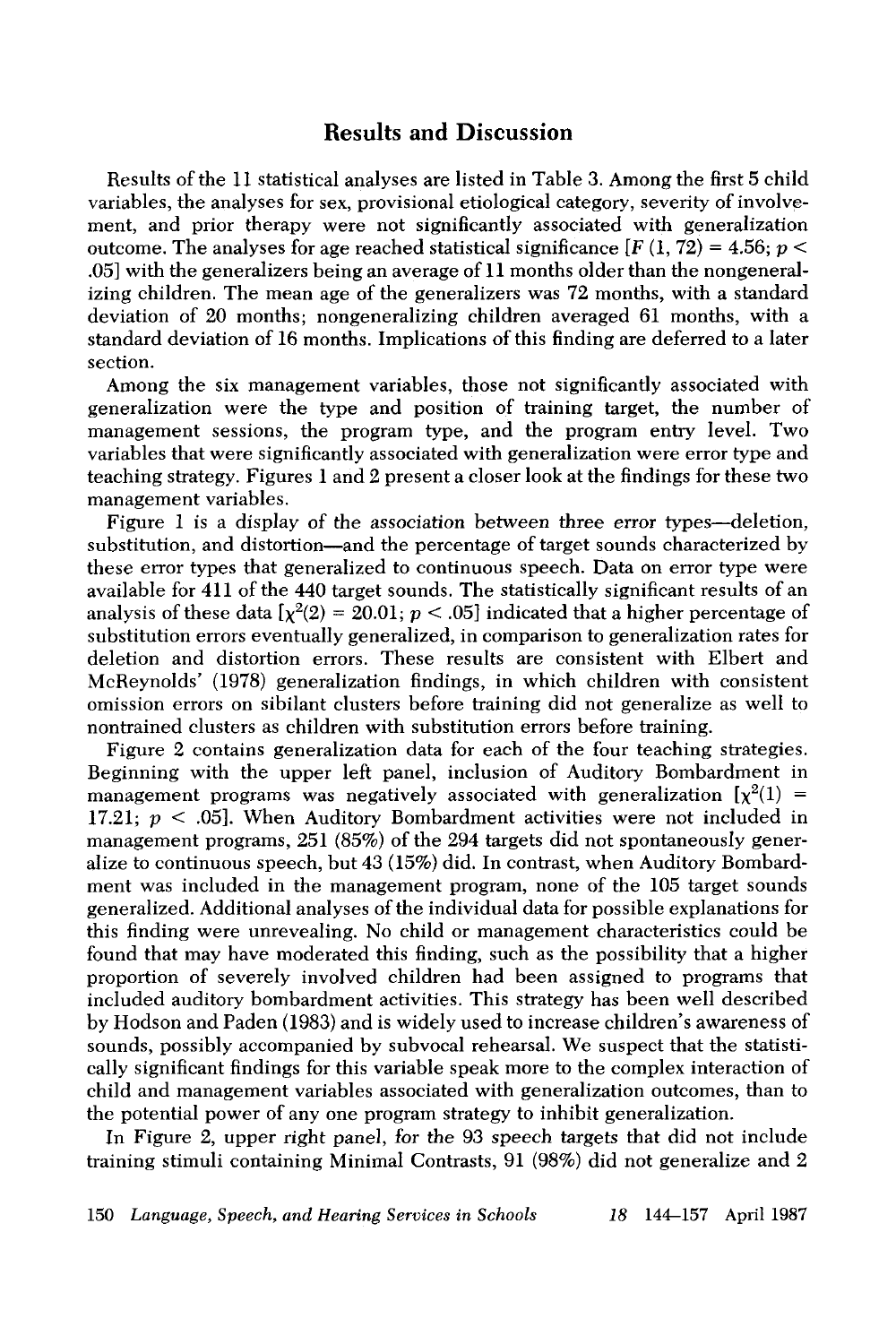## Results and Discussion

Results of the 11 statistical analyses are listed in Table 3. Among the first 5 child variables, the analyses for sex, provisional etiological category, severity of involvement, and prior therapy were not significantly associated with generalization outcome. The analyses for age reached statistical significance [$F(1, 72) = 4.56$; $p < .05$] with the generalizers being an average of 11 months older than the nongeneralizing children. The mean age of the generalizers was 72 months, with a standard deviation of 20 months; nongeneralizing children averaged 61 months, with a standard deviation of 16 months. Implications of this finding are deferred to a later section.

Among the six management variables, those not significantly associated with generalization were the type and position of training target, the number of management sessions, the program type, and the program entry level. Two variables that were significantly associated with generalization were error type and teaching strategy. Figures 1 and 2 present a closer look at the findings for these two management variables.

Figure 1 is a display of the association between three error types—deletion, substitution, and distortion—and the percentage of target sounds characterized by these error types that generalized to continuous speech. Data on error type were available for 411 of the 440 target sounds. The statistically significant results of an analysis of these data [$\chi^2(2) = 20.01$; $p < .05$] indicated that a higher percentage of substitution errors eventually generalized, in comparison to generalization rates for deletion and distortion errors. These results are consistent with Elbert and McReynolds' (1978) generalization findings, in which children with consistent omission errors on sibilant clusters before training did not generalize as well to nontrained clusters as children with substitution errors before training.

Figure 2 contains generalization data for each of the four teaching strategies. Beginning with the upper left panel, inclusion of Auditory Bombardment in management programs was negatively associated with generalization [$\chi^2(1) = 17.21$; $p < .05$]. When Auditory Bombardment activities were not included in management programs, 251 (85%) of the 294 targets did not spontaneously generalize to continuous speech, but 43 (15%) did. In contrast, when Auditory Bombardment was included in the management program, none of the 105 target sounds generalized. Additional analyses of the individual data for possible explanations for this finding were unrevealing. No child or management characteristics could be found that may have moderated this finding, such as the possibility that a higher proportion of severely involved children had been assigned to programs that included auditory bombardment activities. This strategy has been well described by Hodson and Paden (1983) and is widely used to increase children's awareness of sounds, possibly accompanied by subvocal rehearsal. We suspect that the statistically significant findings for this variable speak more to the complex interaction of child and management variables associated with generalization outcomes, than to the potential power of any one program strategy to inhibit generalization.

In Figure 2, upper right panel, for the 93 speech targets that did not include training stimuli containing Minimal Contrasts, 91 (98%) did not generalize and 2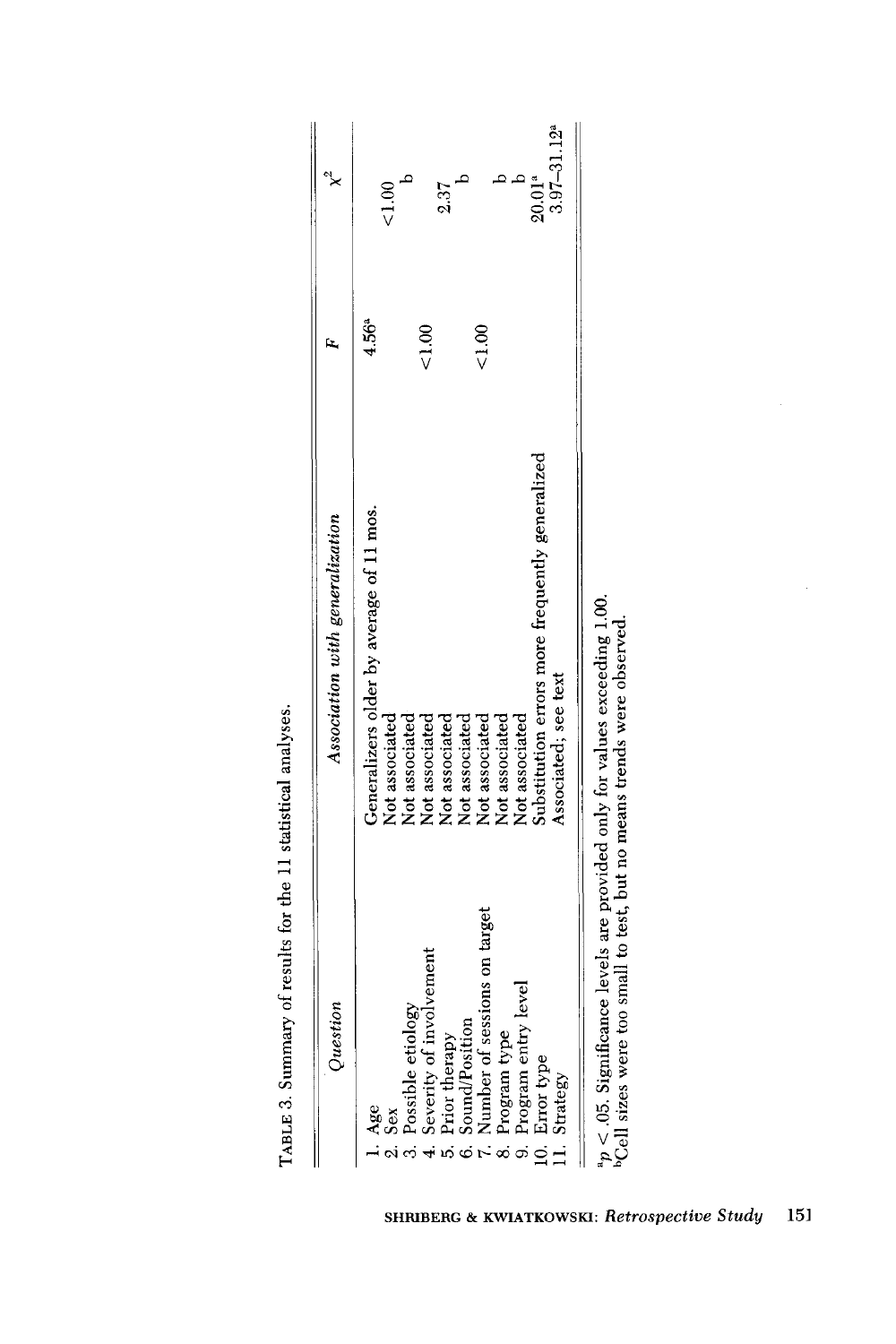TABLE 3. Summary of results for the 11 statistical analyses.

| Question | Association with generalization | F | $\chi^2$ |
|---|---|---|---|
| 1. Age | Generalizers older by average of 11 mos. | 4.56[a] | |
| 2. Sex | Not associated | | <1.00 |
| 3. Possible etiology | Not associated | | b |
| 4. Severity of involvement | Not associated | <1.00 | |
| 5. Prior therapy | Not associated | | 2.37 |
| 6. Sound/Position | Not associated | | b |
| 7. Number of sessions on target | Not associated | <1.00 | |
| 8. Program type | Not associated | | b |
| 9. Program entry level | Not associated | | b |
| 10. Error type | Substitution errors more frequently generalized | | 20.01[a] |
| 11. Strategy | Associated; see text | | 3.97–31.12[a] |

[a]$p < .05$. Significance levels are provided only for values exceeding 1.00.
[b]Cell sizes were too small to test, but no means trends were observed.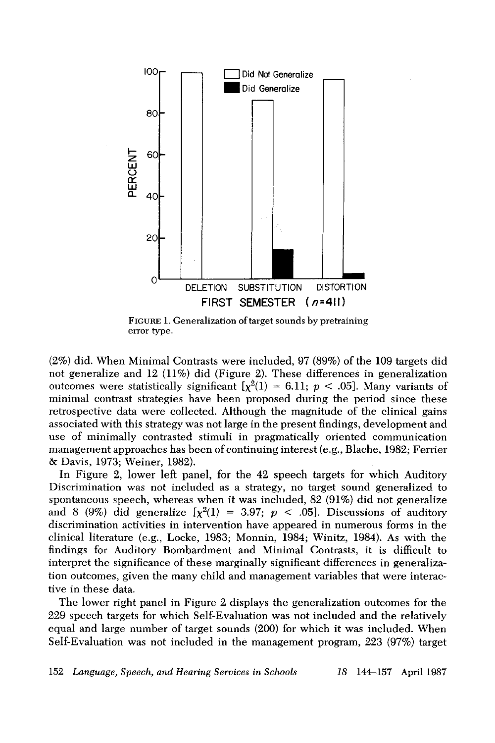FIGURE 1. Generalization of target sounds by pretraining error type.

(2%) did. When Minimal Contrasts were included, 97 (89%) of the 109 targets did not generalize and 12 (11%) did (Figure 2). These differences in generalization outcomes were statistically significant [$\chi^2(1) = 6.11$; $p < .05$]. Many variants of minimal contrast strategies have been proposed during the period since these retrospective data were collected. Although the magnitude of the clinical gains associated with this strategy was not large in the present findings, development and use of minimally contrasted stimuli in pragmatically oriented communication management approaches has been of continuing interest (e.g., Blache, 1982; Ferrier & Davis, 1973; Weiner, 1982).

In Figure 2, lower left panel, for the 42 speech targets for which Auditory Discrimination was not included as a strategy, no target sound generalized to spontaneous speech, whereas when it was included, 82 (91%) did not generalize and 8 (9%) did generalize [$\chi^2(1) = 3.97$; $p < .05$]. Discussions of auditory discrimination activities in intervention have appeared in numerous forms in the clinical literature (e.g., Locke, 1983; Monnin, 1984; Winitz, 1984). As with the findings for Auditory Bombardment and Minimal Contrasts, it is difficult to interpret the significance of these marginally significant differences in generalization outcomes, given the many child and management variables that were interactive in these data.

The lower right panel in Figure 2 displays the generalization outcomes for the 229 speech targets for which Self-Evaluation was not included and the relatively equal and large number of target sounds (200) for which it was included. When Self-Evaluation was not included in the management program, 223 (97%) target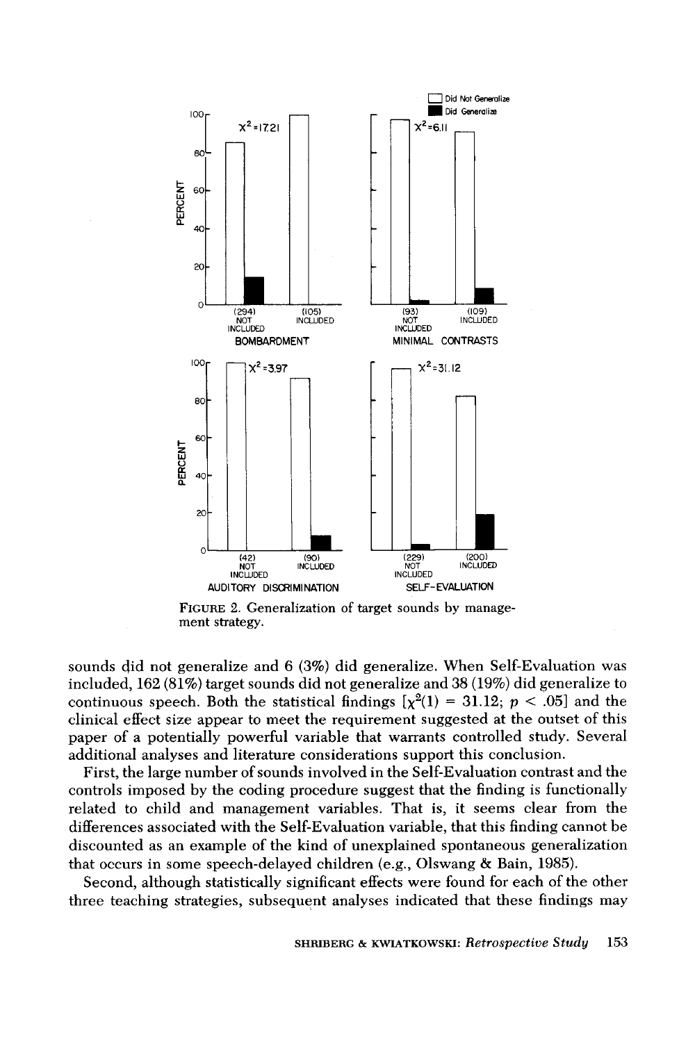FIGURE 2. Generalization of target sounds by management strategy.

sounds did not generalize and 6 (3%) did generalize. When Self-Evaluation was included, 162 (81%) target sounds did not generalize and 38 (19%) did generalize to continuous speech. Both the statistical findings [$\chi^2(1) = 31.12$; $p < .05$] and the clinical effect size appear to meet the requirement suggested at the outset of this paper of a potentially powerful variable that warrants controlled study. Several additional analyses and literature considerations support this conclusion.

First, the large number of sounds involved in the Self-Evaluation contrast and the controls imposed by the coding procedure suggest that the finding is functionally related to child and management variables. That is, it seems clear from the differences associated with the Self-Evaluation variable, that this finding cannot be discounted as an example of the kind of unexplained spontaneous generalization that occurs in some speech-delayed children (e.g., Olswang & Bain, 1985).

Second, although statistically significant effects were found for each of the other three teaching strategies, subsequent analyses indicated that these findings may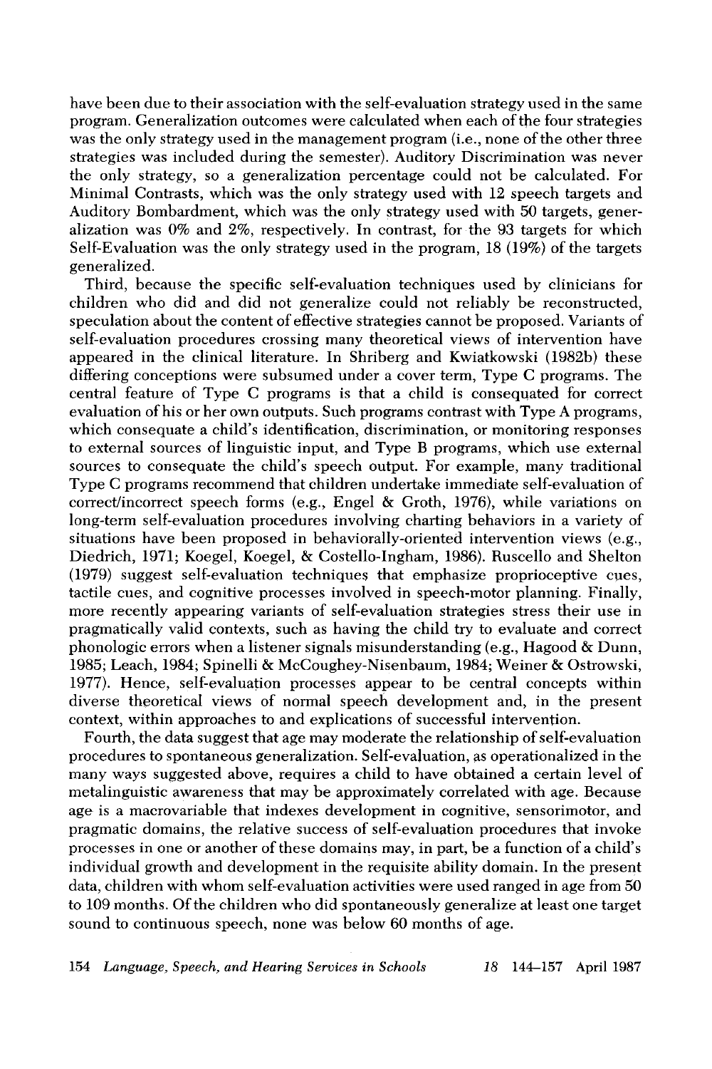have been due to their association with the self-evaluation strategy used in the same program. Generalization outcomes were calculated when each of the four strategies was the only strategy used in the management program (i.e., none of the other three strategies was included during the semester). Auditory Discrimination was never the only strategy, so a generalization percentage could not be calculated. For Minimal Contrasts, which was the only strategy used with 12 speech targets and Auditory Bombardment, which was the only strategy used with 50 targets, generalization was 0% and 2%, respectively. In contrast, for the 93 targets for which Self-Evaluation was the only strategy used in the program, 18 (19%) of the targets generalized.

Third, because the specific self-evaluation techniques used by clinicians for children who did and did not generalize could not reliably be reconstructed, speculation about the content of effective strategies cannot be proposed. Variants of self-evaluation procedures crossing many theoretical views of intervention have appeared in the clinical literature. In Shriberg and Kwiatkowski (1982b) these differing conceptions were subsumed under a cover term, Type C programs. The central feature of Type C programs is that a child is consequated for correct evaluation of his or her own outputs. Such programs contrast with Type A programs, which consequate a child's identification, discrimination, or monitoring responses to external sources of linguistic input, and Type B programs, which use external sources to consequate the child's speech output. For example, many traditional Type C programs recommend that children undertake immediate self-evaluation of correct/incorrect speech forms (e.g., Engel & Groth, 1976), while variations on long-term self-evaluation procedures involving charting behaviors in a variety of situations have been proposed in behaviorally-oriented intervention views (e.g., Diedrich, 1971; Koegel, Koegel, & Costello-Ingham, 1986). Ruscello and Shelton (1979) suggest self-evaluation techniques that emphasize proprioceptive cues, tactile cues, and cognitive processes involved in speech-motor planning. Finally, more recently appearing variants of self-evaluation strategies stress their use in pragmatically valid contexts, such as having the child try to evaluate and correct phonologic errors when a listener signals misunderstanding (e.g., Hagood & Dunn, 1985; Leach, 1984; Spinelli & McCoughey-Nisenbaum, 1984; Weiner & Ostrowski, 1977). Hence, self-evaluation processes appear to be central concepts within diverse theoretical views of normal speech development and, in the present context, within approaches to and explications of successful intervention.

Fourth, the data suggest that age may moderate the relationship of self-evaluation procedures to spontaneous generalization. Self-evaluation, as operationalized in the many ways suggested above, requires a child to have obtained a certain level of metalinguistic awareness that may be approximately correlated with age. Because age is a macrovariable that indexes development in cognitive, sensorimotor, and pragmatic domains, the relative success of self-evaluation procedures that invoke processes in one or another of these domains may, in part, be a function of a child's individual growth and development in the requisite ability domain. In the present data, children with whom self-evaluation activities were used ranged in age from 50 to 109 months. Of the children who did spontaneously generalize at least one target sound to continuous speech, none was below 60 months of age.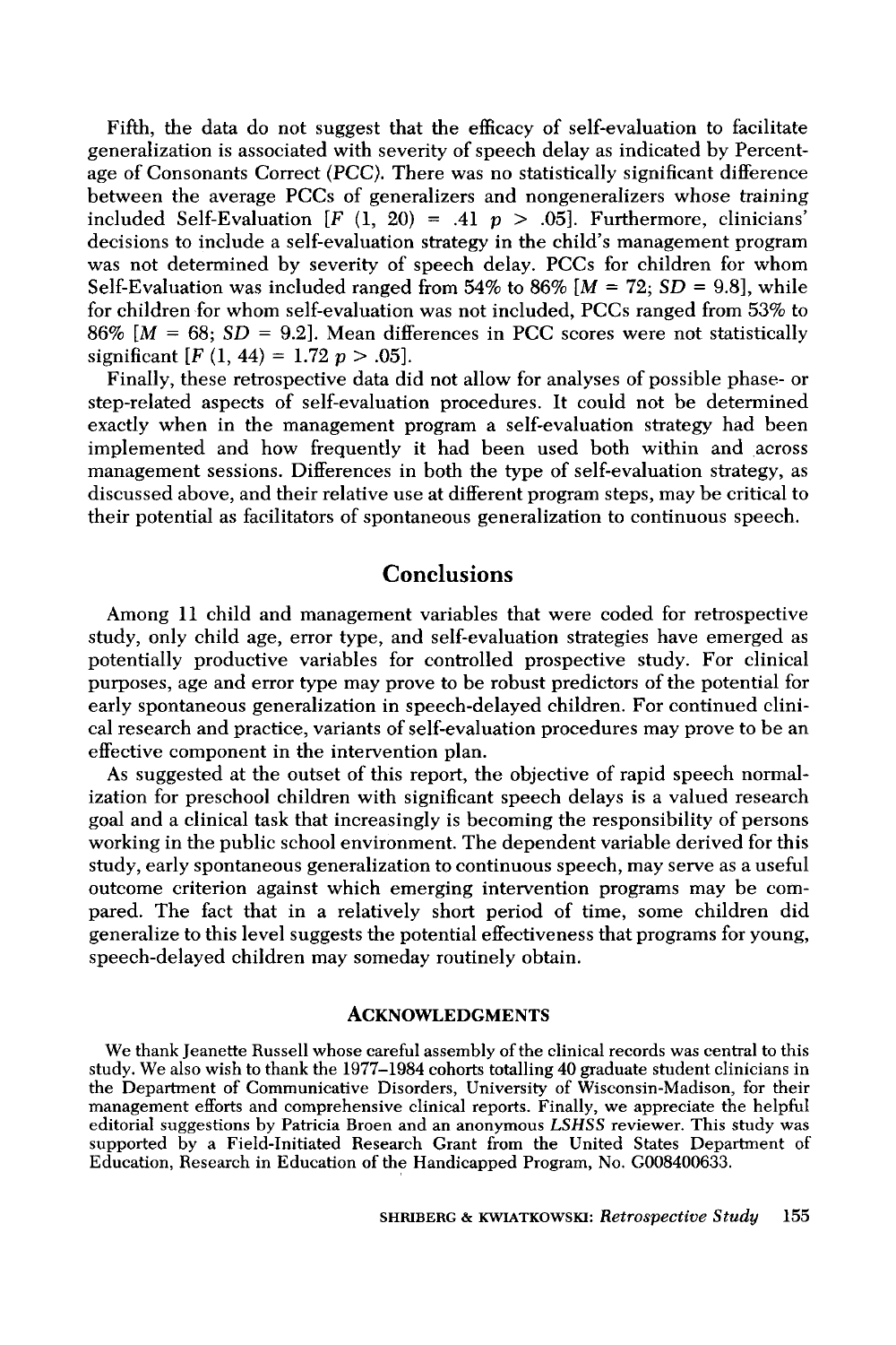Fifth, the data do not suggest that the efficacy of self-evaluation to facilitate generalization is associated with severity of speech delay as indicated by Percentage of Consonants Correct (PCC). There was no statistically significant difference between the average PCCs of generalizers and nongeneralizers whose training included Self-Evaluation [$F$ (1, 20) = .41 $p$ > .05]. Furthermore, clinicians' decisions to include a self-evaluation strategy in the child's management program was not determined by severity of speech delay. PCCs for children for whom Self-Evaluation was included ranged from 54% to 86% [$M$ = 72; $SD$ = 9.8], while for children for whom self-evaluation was not included, PCCs ranged from 53% to 86% [$M$ = 68; $SD$ = 9.2]. Mean differences in PCC scores were not statistically significant [$F$ (1, 44) = 1.72 $p$ > .05].

Finally, these retrospective data did not allow for analyses of possible phase- or step-related aspects of self-evaluation procedures. It could not be determined exactly when in the management program a self-evaluation strategy had been implemented and how frequently it had been used both within and across management sessions. Differences in both the type of self-evaluation strategy, as discussed above, and their relative use at different program steps, may be critical to their potential as facilitators of spontaneous generalization to continuous speech.

## Conclusions

Among 11 child and management variables that were coded for retrospective study, only child age, error type, and self-evaluation strategies have emerged as potentially productive variables for controlled prospective study. For clinical purposes, age and error type may prove to be robust predictors of the potential for early spontaneous generalization in speech-delayed children. For continued clinical research and practice, variants of self-evaluation procedures may prove to be an effective component in the intervention plan.

As suggested at the outset of this report, the objective of rapid speech normalization for preschool children with significant speech delays is a valued research goal and a clinical task that increasingly is becoming the responsibility of persons working in the public school environment. The dependent variable derived for this study, early spontaneous generalization to continuous speech, may serve as a useful outcome criterion against which emerging intervention programs may be compared. The fact that in a relatively short period of time, some children did generalize to this level suggests the potential effectiveness that programs for young, speech-delayed children may someday routinely obtain.

### ACKNOWLEDGMENTS

We thank Jeanette Russell whose careful assembly of the clinical records was central to this study. We also wish to thank the 1977–1984 cohorts totalling 40 graduate student clinicians in the Department of Communicative Disorders, University of Wisconsin-Madison, for their management efforts and comprehensive clinical reports. Finally, we appreciate the helpful editorial suggestions by Patricia Broen and an anonymous *LSHSS* reviewer. This study was supported by a Field-Initiated Research Grant from the United States Department of Education, Research in Education of the Handicapped Program, No. G008400633.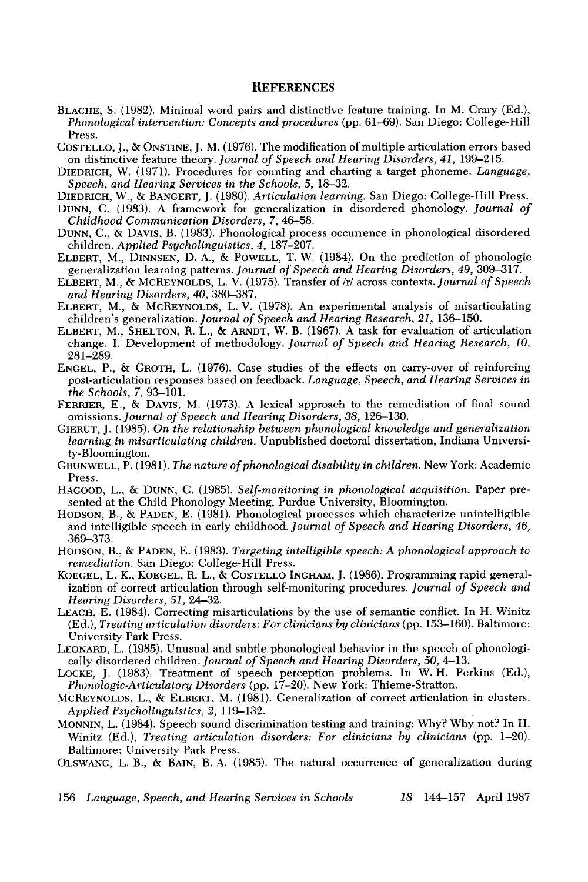## REFERENCES

BLACHE, S. (1982). Minimal word pairs and distinctive feature training. In M. Crary (Ed.), *Phonological intervention: Concepts and procedures* (pp. 61–69). San Diego: College-Hill Press.

COSTELLO, J., & ONSTINE, J. M. (1976). The modification of multiple articulation errors based on distinctive feature theory. *Journal of Speech and Hearing Disorders, 41,* 199–215.

DIEDRICH, W. (1971). Procedures for counting and charting a target phoneme. *Language, Speech, and Hearing Services in the Schools, 5,* 18–32.

DIEDRICH, W., & BANGERT, J. (1980). *Articulation learning.* San Diego: College-Hill Press.

DUNN, C. (1983). A framework for generalization in disordered phonology. *Journal of Childhood Communication Disorders, 7,* 46–58.

DUNN, C., & DAVIS, B. (1983). Phonological process occurrence in phonological disordered children. *Applied Psycholinguistics, 4,* 187–207.

ELBERT, M., DINNSEN, D. A., & POWELL, T. W. (1984). On the prediction of phonologic generalization learning patterns. *Journal of Speech and Hearing Disorders, 49,* 309–317.

ELBERT, M., & MCREYNOLDS, L. V. (1975). Transfer of /r/ across contexts. *Journal of Speech and Hearing Disorders, 40,* 380–387.

ELBERT, M., & MCREYNOLDS, L. V. (1978). An experimental analysis of misarticulating children's generalization. *Journal of Speech and Hearing Research, 21,* 136–150.

ELBERT, M., SHELTON, R. L., & ARNDT, W. B. (1967). A task for evaluation of articulation change. I. Development of methodology. *Journal of Speech and Hearing Research, 10,* 281–289.

ENGEL, P., & GROTH, L. (1976). Case studies of the effects on carry-over of reinforcing post-articulation responses based on feedback. *Language, Speech, and Hearing Services in the Schools, 7,* 93–101.

FERRIER, E., & DAVIS, M. (1973). A lexical approach to the remediation of final sound omissions. *Journal of Speech and Hearing Disorders, 38,* 126–130.

GIERUT, J. (1985). *On the relationship between phonological knowledge and generalization learning in misarticulating children.* Unpublished doctoral dissertation, Indiana University-Bloomington.

GRUNWELL, P. (1981). *The nature of phonological disability in children.* New York: Academic Press.

HAGOOD, L., & DUNN, C. (1985). *Self-monitoring in phonological acquisition.* Paper presented at the Child Phonology Meeting, Purdue University, Bloomington.

HODSON, B., & PADEN, E. (1981). Phonological processes which characterize unintelligible and intelligible speech in early childhood. *Journal of Speech and Hearing Disorders, 46,* 369–373.

HODSON, B., & PADEN, E. (1983). *Targeting intelligible speech: A phonological approach to remediation.* San Diego: College-Hill Press.

KOEGEL, L. K., KOEGEL, R. L., & COSTELLO INGHAM, J. (1986). Programming rapid generalization of correct articulation through self-monitoring procedures. *Journal of Speech and Hearing Disorders, 51,* 24–32.

LEACH, E. (1984). Correcting misarticulations by the use of semantic conflict. In H. Winitz (Ed.), *Treating articulation disorders: For clinicians by clinicians* (pp. 153–160). Baltimore: University Park Press.

LEONARD, L. (1985). Unusual and subtle phonological behavior in the speech of phonologically disordered children. *Journal of Speech and Hearing Disorders, 50,* 4–13.

LOCKE, J. (1983). Treatment of speech perception problems. In W. H. Perkins (Ed.), *Phonologic-Articulatory Disorders* (pp. 17–20). New York: Thieme-Stratton.

MCREYNOLDS, L., & ELBERT, M. (1981). Generalization of correct articulation in clusters. *Applied Psycholinguistics, 2,* 119–132.

MONNIN, L. (1984). Speech sound discrimination testing and training: Why? Why not? In H. Winitz (Ed.), *Treating articulation disorders: For clinicians by clinicians* (pp. 1–20). Baltimore: University Park Press.

OLSWANG, L. B., & BAIN, B. A. (1985). The natural occurrence of generalization during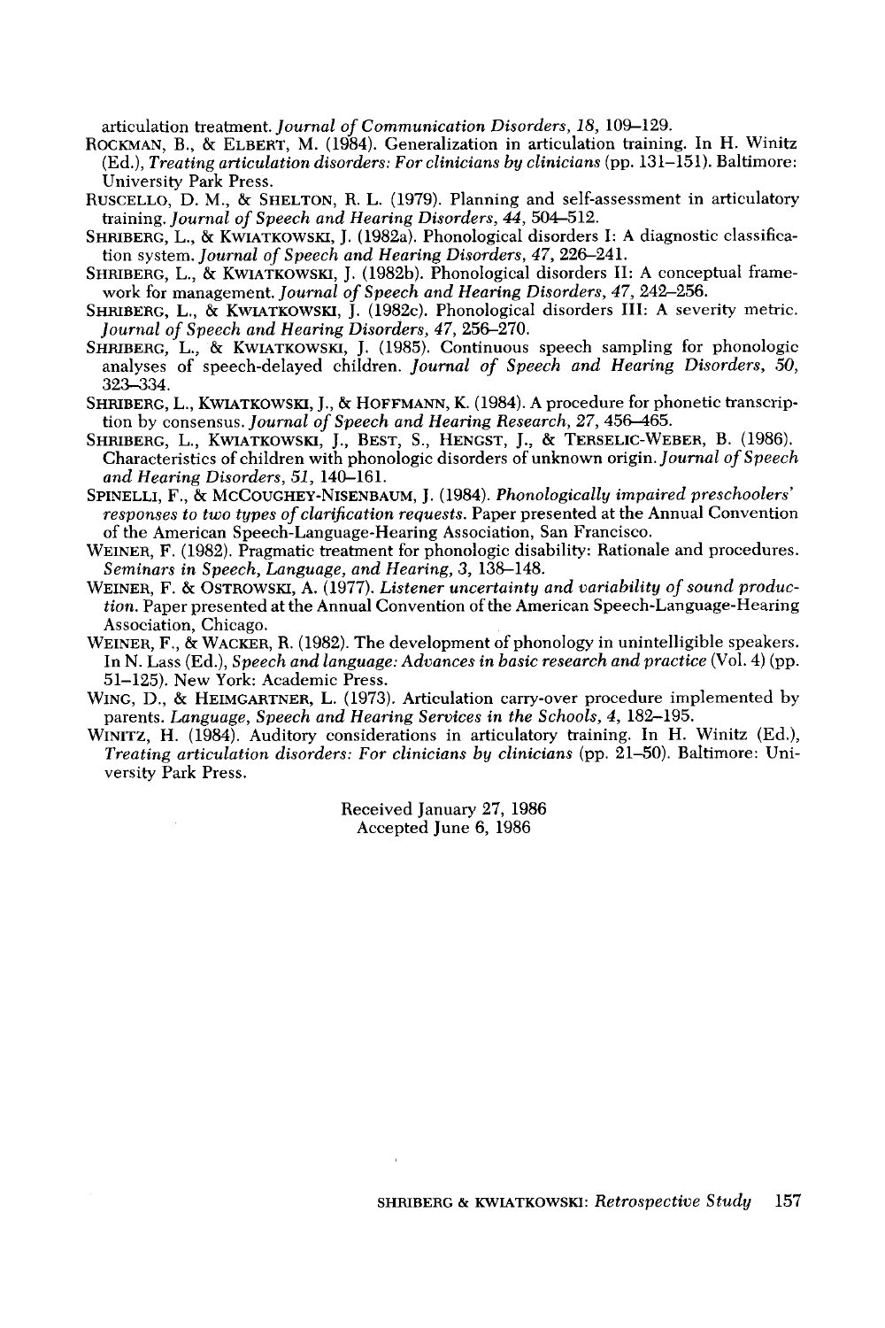articulation treatment. *Journal of Communication Disorders, 18*, 109–129.

ROCKMAN, B., & ELBERT, M. (1984). Generalization in articulation training. In H. Winitz (Ed.), *Treating articulation disorders: For clinicians by clinicians* (pp. 131–151). Baltimore: University Park Press.

RUSCELLO, D. M., & SHELTON, R. L. (1979). Planning and self-assessment in articulatory training. *Journal of Speech and Hearing Disorders, 44*, 504–512.

SHRIBERG, L., & KWIATKOWSKI, J. (1982a). Phonological disorders I: A diagnostic classification system. *Journal of Speech and Hearing Disorders, 47*, 226–241.

SHRIBERG, L., & KWIATKOWSKI, J. (1982b). Phonological disorders II: A conceptual framework for management. *Journal of Speech and Hearing Disorders, 47*, 242–256.

SHRIBERG, L., & KWIATKOWSKI, J. (1982c). Phonological disorders III: A severity metric. *Journal of Speech and Hearing Disorders, 47*, 256–270.

SHRIBERG, L., & KWIATKOWSKI, J. (1985). Continuous speech sampling for phonologic analyses of speech-delayed children. *Journal of Speech and Hearing Disorders, 50*, 323–334.

SHRIBERG, L., KWIATKOWSKI, J., & HOFFMANN, K. (1984). A procedure for phonetic transcription by consensus. *Journal of Speech and Hearing Research, 27*, 456–465.

SHRIBERG, L., KWIATKOWSKI, J., BEST, S., HENGST, J., & TERSELIC-WEBER, B. (1986). Characteristics of children with phonologic disorders of unknown origin. *Journal of Speech and Hearing Disorders, 51*, 140–161.

SPINELLI, F., & MCCOUGHEY-NISENBAUM, J. (1984). *Phonologically impaired preschoolers' responses to two types of clarification requests.* Paper presented at the Annual Convention of the American Speech-Language-Hearing Association, San Francisco.

WEINER, F. (1982). Pragmatic treatment for phonologic disability: Rationale and procedures. *Seminars in Speech, Language, and Hearing, 3*, 138–148.

WEINER, F. & OSTROWSKI, A. (1977). *Listener uncertainty and variability of sound production.* Paper presented at the Annual Convention of the American Speech-Language-Hearing Association, Chicago.

WEINER, F., & WACKER, R. (1982). The development of phonology in unintelligible speakers. In N. Lass (Ed.), *Speech and language: Advances in basic research and practice* (Vol. 4) (pp. 51–125). New York: Academic Press.

WING, D., & HEIMGARTNER, L. (1973). Articulation carry-over procedure implemented by parents. *Language, Speech and Hearing Services in the Schools, 4*, 182–195.

WINITZ, H. (1984). Auditory considerations in articulatory training. In H. Winitz (Ed.), *Treating articulation disorders: For clinicians by clinicians* (pp. 21–50). Baltimore: University Park Press.

Received January 27, 1986
Accepted June 6, 1986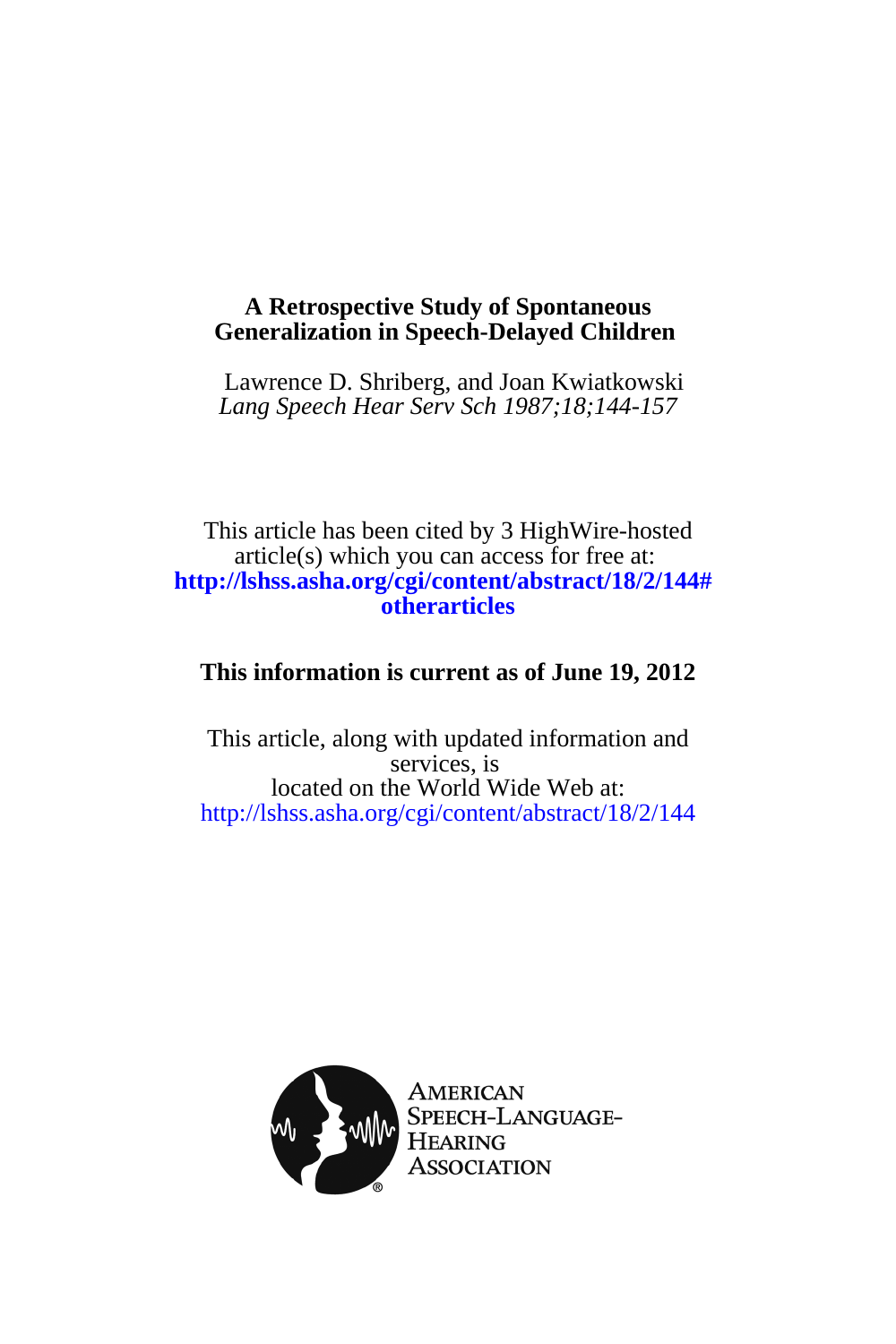**A Retrospective Study of Spontaneous Generalization in Speech-Delayed Children**

Lawrence D. Shriberg, and Joan Kwiatkowski
*Lang Speech Hear Serv Sch 1987;18;144-157*

This article has been cited by 3 HighWire-hosted article(s) which you can access for free at:
**http://lshss.asha.org/cgi/content/abstract/18/2/144#otherarticles**

**This information is current as of June 19, 2012**

This article, along with updated information and services, is located on the World Wide Web at:
http://lshss.asha.org/cgi/content/abstract/18/2/144

AMERICAN SPEECH-LANGUAGE-HEARING ASSOCIATION